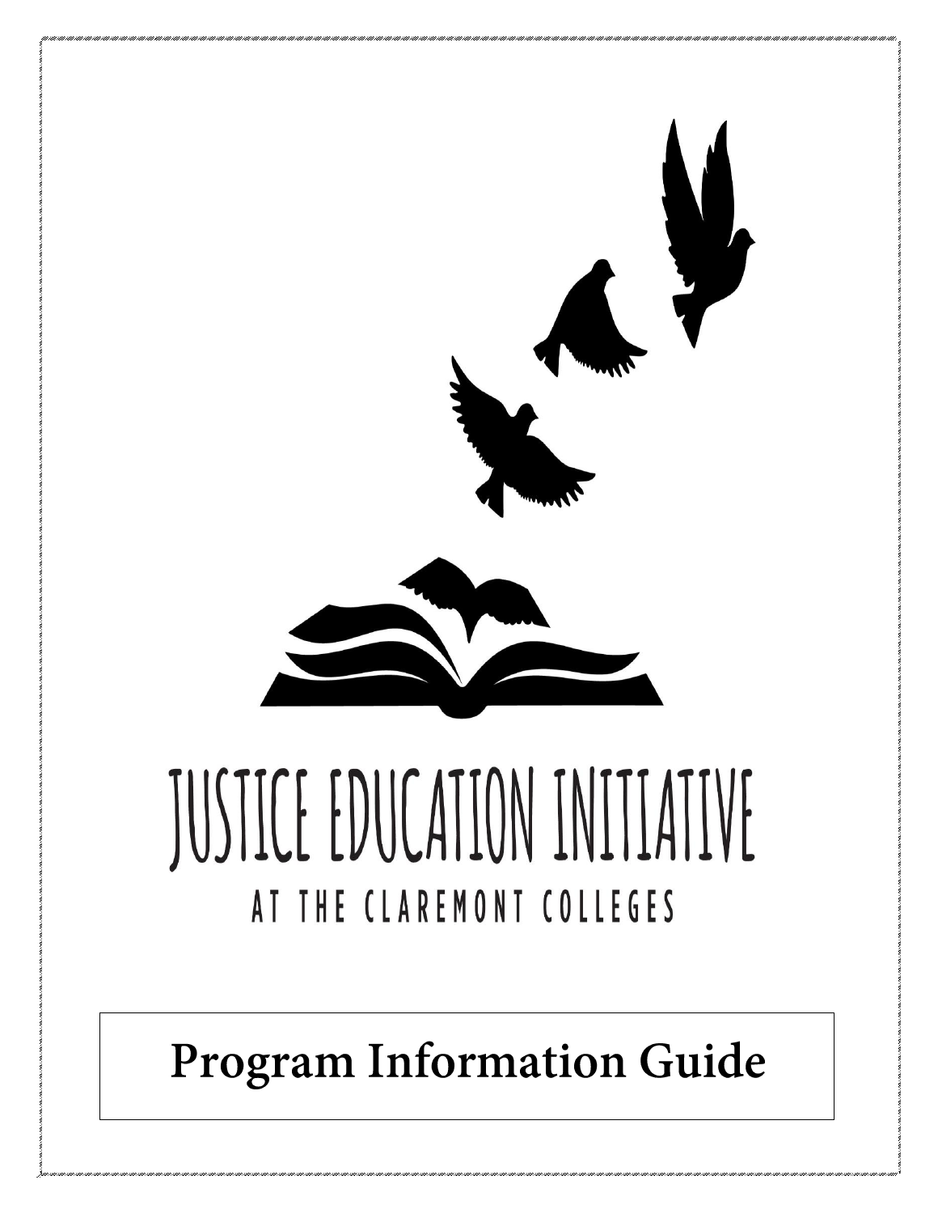# JUSTICE EDUCATION INITIATIVE

AT THE CLAREMONT COLLEGES

## Program Information Guide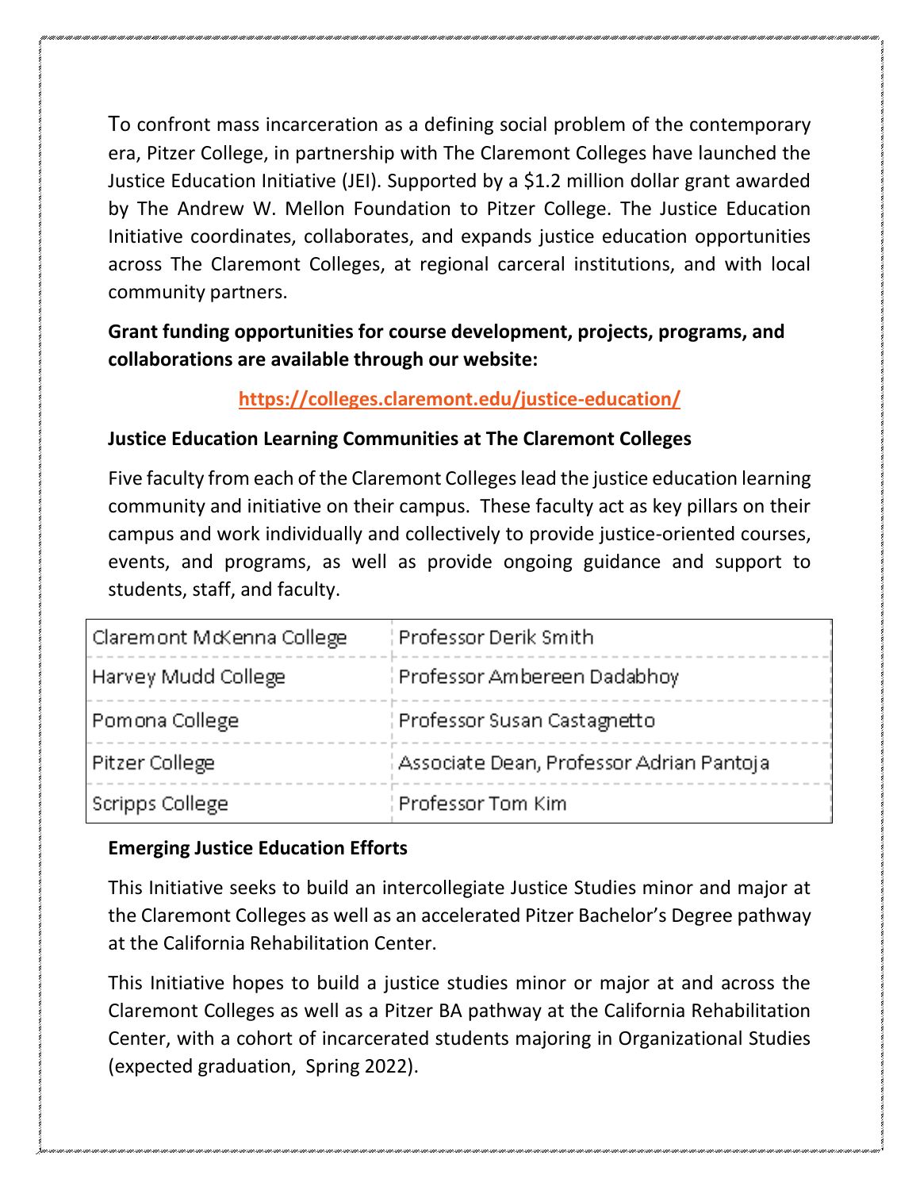To confront mass incarceration as a defining social problem of the contemporary era, Pitzer College, in partnership with The Claremont Colleges have launched the Justice Education Initiative (JEI). Supported by a $1.2 million dollar grant awarded by The Andrew W. Mellon Foundation to Pitzer College. The Justice Education Initiative coordinates, collaborates, and expands justice education opportunities across The Claremont Colleges, at regional carceral institutions, and with local community partners.

**Grant funding opportunities for course development, projects, programs, and collaborations are available through our website:**

**https://colleges.claremont.edu/justice-education/**

**Justice Education Learning Communities at The Claremont Colleges**

Five faculty from each of the Claremont Colleges lead the justice education learning community and initiative on their campus. These faculty act as key pillars on their campus and work individually and collectively to provide justice-oriented courses, events, and programs, as well as provide ongoing guidance and support to students, staff, and faculty.

| | |
|---|---|
| Claremont McKenna College | Professor Derik Smith |
| Harvey Mudd College | Professor Ambereen Dadabhoy |
| Pomona College | Professor Susan Castagnetto |
| Pitzer College | Associate Dean, Professor Adrian Pantoja |
| Scripps College | Professor Tom Kim |

**Emerging Justice Education Efforts**

This Initiative seeks to build an intercollegiate Justice Studies minor and major at the Claremont Colleges as well as an accelerated Pitzer Bachelor's Degree pathway at the California Rehabilitation Center.

This Initiative hopes to build a justice studies minor or major at and across the Claremont Colleges as well as a Pitzer BA pathway at the California Rehabilitation Center, with a cohort of incarcerated students majoring in Organizational Studies (expected graduation, Spring 2022).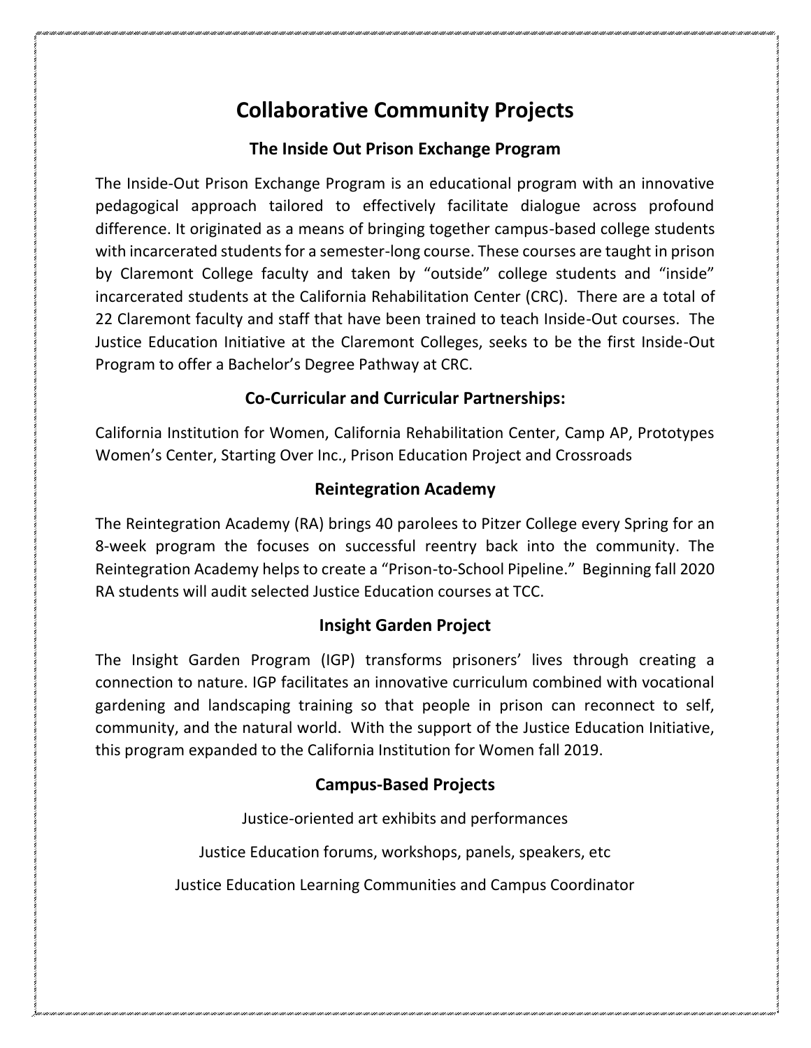# Collaborative Community Projects

## The Inside Out Prison Exchange Program

The Inside-Out Prison Exchange Program is an educational program with an innovative pedagogical approach tailored to effectively facilitate dialogue across profound difference. It originated as a means of bringing together campus-based college students with incarcerated students for a semester-long course. These courses are taught in prison by Claremont College faculty and taken by "outside" college students and "inside" incarcerated students at the California Rehabilitation Center (CRC). There are a total of 22 Claremont faculty and staff that have been trained to teach Inside-Out courses. The Justice Education Initiative at the Claremont Colleges, seeks to be the first Inside-Out Program to offer a Bachelor's Degree Pathway at CRC.

## Co-Curricular and Curricular Partnerships:

California Institution for Women, California Rehabilitation Center, Camp AP, Prototypes Women's Center, Starting Over Inc., Prison Education Project and Crossroads

## Reintegration Academy

The Reintegration Academy (RA) brings 40 parolees to Pitzer College every Spring for an 8-week program the focuses on successful reentry back into the community. The Reintegration Academy helps to create a "Prison-to-School Pipeline." Beginning fall 2020 RA students will audit selected Justice Education courses at TCC.

## Insight Garden Project

The Insight Garden Program (IGP) transforms prisoners' lives through creating a connection to nature. IGP facilitates an innovative curriculum combined with vocational gardening and landscaping training so that people in prison can reconnect to self, community, and the natural world. With the support of the Justice Education Initiative, this program expanded to the California Institution for Women fall 2019.

## Campus-Based Projects

Justice-oriented art exhibits and performances

Justice Education forums, workshops, panels, speakers, etc

Justice Education Learning Communities and Campus Coordinator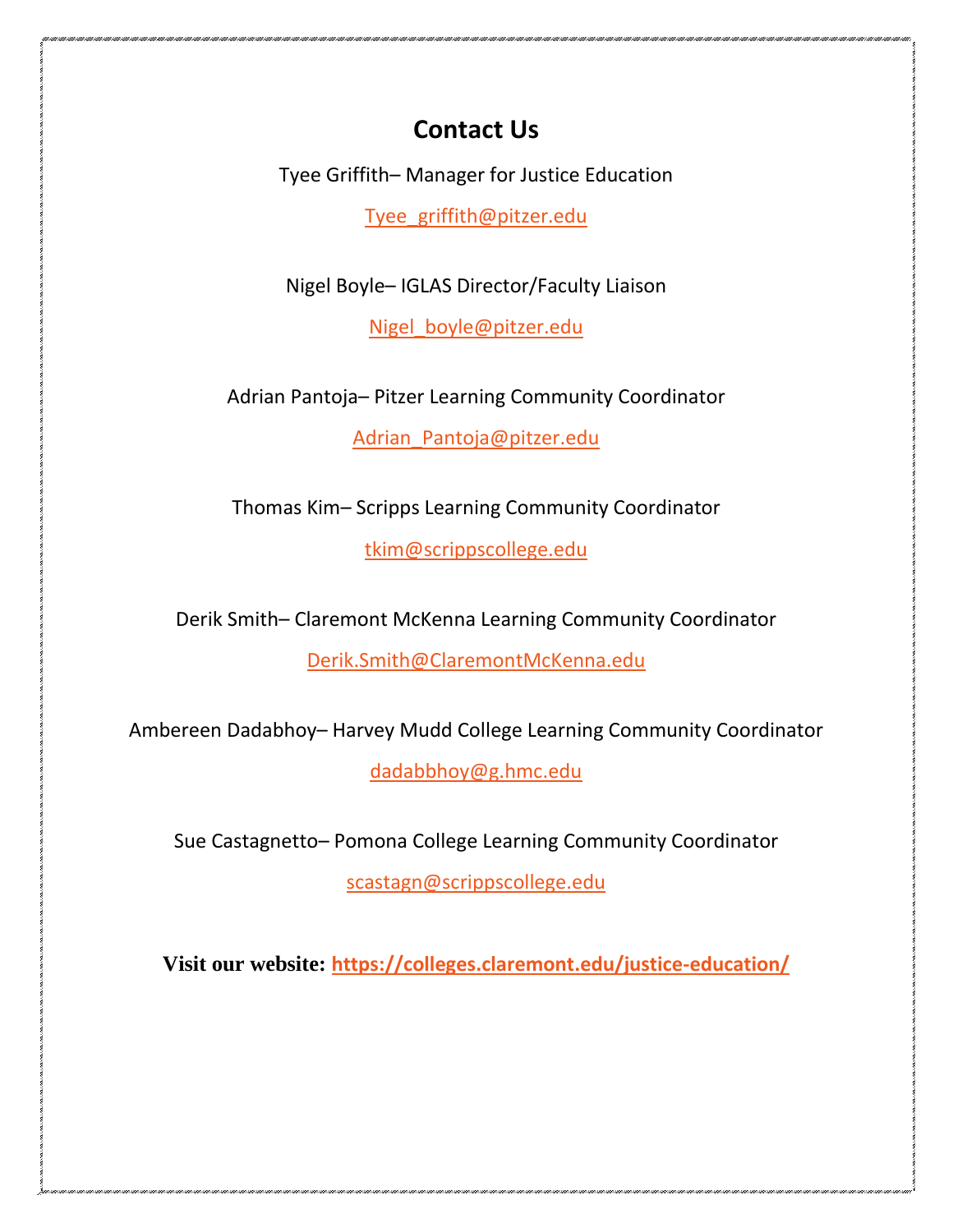## Contact Us

Tyee Griffith– Manager for Justice Education

Tyee_griffith@pitzer.edu

Nigel Boyle– IGLAS Director/Faculty Liaison

Nigel_boyle@pitzer.edu

Adrian Pantoja– Pitzer Learning Community Coordinator

Adrian_Pantoja@pitzer.edu

Thomas Kim– Scripps Learning Community Coordinator

tkim@scrippscollege.edu

Derik Smith– Claremont McKenna Learning Community Coordinator

Derik.Smith@ClaremontMcKenna.edu

Ambereen Dadabhoy– Harvey Mudd College Learning Community Coordinator

dadabbhoy@g.hmc.edu

Sue Castagnetto– Pomona College Learning Community Coordinator

scastagn@scrippscollege.edu

**Visit our website: https://colleges.claremont.edu/justice-education/**